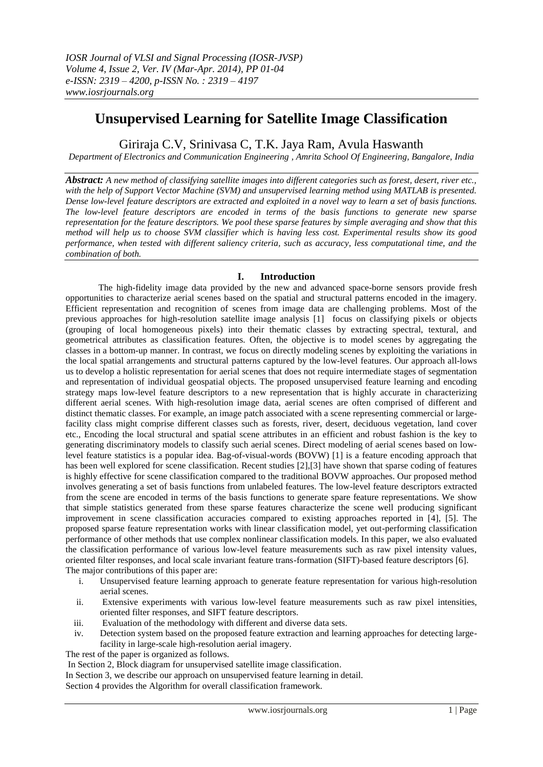# Unsupervised Learning for Satellite Image Classification

Giriraja C.V, Srinivasa C, T.K. Jaya Ram, Avula Haswanth

*Department of Electronics and Communication Engineering , Amrita School Of Engineering, Bangalore, India*

***Abstract:*** *A new method of classifying satellite images into different categories such as forest, desert, river etc., with the help of Support Vector Machine (SVM) and unsupervised learning method using MATLAB is presented. Dense low-level feature descriptors are extracted and exploited in a novel way to learn a set of basis functions. The low-level feature descriptors are encoded in terms of the basis functions to generate new sparse representation for the feature descriptors. We pool these sparse features by simple averaging and show that this method will help us to choose SVM classifier which is having less cost. Experimental results show its good performance, when tested with different saliency criteria, such as accuracy, less computational time, and the combination of both.*

## I. Introduction

The high-fidelity image data provided by the new and advanced space-borne sensors provide fresh opportunities to characterize aerial scenes based on the spatial and structural patterns encoded in the imagery. Efficient representation and recognition of scenes from image data are challenging problems. Most of the previous approaches for high-resolution satellite image analysis [1] focus on classifying pixels or objects (grouping of local homogeneous pixels) into their thematic classes by extracting spectral, textural, and geometrical attributes as classification features. Often, the objective is to model scenes by aggregating the classes in a bottom-up manner. In contrast, we focus on directly modeling scenes by exploiting the variations in the local spatial arrangements and structural patterns captured by the low-level features. Our approach all-lows us to develop a holistic representation for aerial scenes that does not require intermediate stages of segmentation and representation of individual geospatial objects. The proposed unsupervised feature learning and encoding strategy maps low-level feature descriptors to a new representation that is highly accurate in characterizing different aerial scenes. With high-resolution image data, aerial scenes are often comprised of different and distinct thematic classes. For example, an image patch associated with a scene representing commercial or large-facility class might comprise different classes such as forests, river, desert, deciduous vegetation, land cover etc., Encoding the local structural and spatial scene attributes in an efficient and robust fashion is the key to generating discriminatory models to classify such aerial scenes. Direct modeling of aerial scenes based on low-level feature statistics is a popular idea. Bag-of-visual-words (BOVW) [1] is a feature encoding approach that has been well explored for scene classification. Recent studies [2],[3] have shown that sparse coding of features is highly effective for scene classification compared to the traditional BOVW approaches. Our proposed method involves generating a set of basis functions from unlabeled features. The low-level feature descriptors extracted from the scene are encoded in terms of the basis functions to generate spare feature representations. We show that simple statistics generated from these sparse features characterize the scene well producing significant improvement in scene classification accuracies compared to existing approaches reported in [4], [5]. The proposed sparse feature representation works with linear classification model, yet out-performing classification performance of other methods that use complex nonlinear classification models. In this paper, we also evaluated the classification performance of various low-level feature measurements such as raw pixel intensity values, oriented filter responses, and local scale invariant feature trans-formation (SIFT)-based feature descriptors [6].

The major contributions of this paper are:

i. Unsupervised feature learning approach to generate feature representation for various high-resolution aerial scenes.
ii. Extensive experiments with various low-level feature measurements such as raw pixel intensities, oriented filter responses, and SIFT feature descriptors.
iii. Evaluation of the methodology with different and diverse data sets.
iv. Detection system based on the proposed feature extraction and learning approaches for detecting large-facility in large-scale high-resolution aerial imagery.

The rest of the paper is organized as follows.

In Section 2, Block diagram for unsupervised satellite image classification.

In Section 3, we describe our approach on unsupervised feature learning in detail.

Section 4 provides the Algorithm for overall classification framework.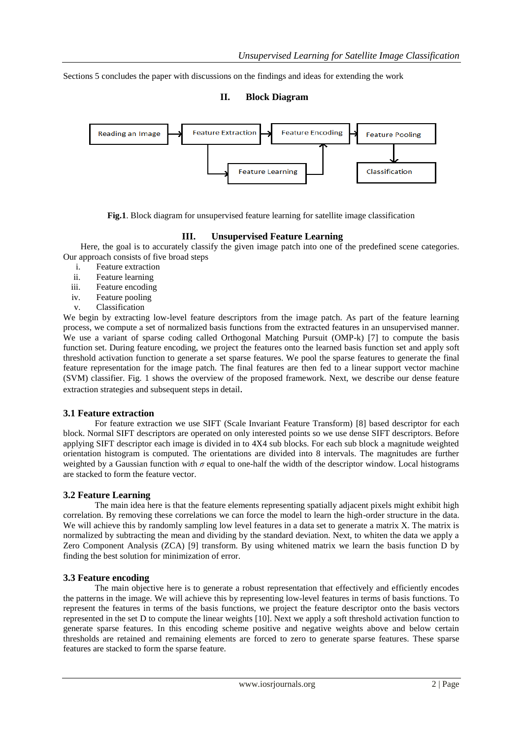Sections 5 concludes the paper with discussions on the findings and ideas for extending the work

## II. Block Diagram

Reading an Image → Feature Extraction → Feature Encoding → Feature Pooling → Classification

Feature Extraction → Feature Learning → Feature Encoding

**Fig.1**. Block diagram for unsupervised feature learning for satellite image classification

## III. Unsupervised Feature Learning

Here, the goal is to accurately classify the given image patch into one of the predefined scene categories. Our approach consists of five broad steps

i. Feature extraction
ii. Feature learning
iii. Feature encoding
iv. Feature pooling
v. Classification

We begin by extracting low-level feature descriptors from the image patch. As part of the feature learning process, we compute a set of normalized basis functions from the extracted features in an unsupervised manner. We use a variant of sparse coding called Orthogonal Matching Pursuit (OMP-k) [7] to compute the basis function set. During feature encoding, we project the features onto the learned basis function set and apply soft threshold activation function to generate a set sparse features. We pool the sparse features to generate the final feature representation for the image patch. The final features are then fed to a linear support vector machine (SVM) classifier. Fig. 1 shows the overview of the proposed framework. Next, we describe our dense feature extraction strategies and subsequent steps in detail.

### 3.1 Feature extraction

For feature extraction we use SIFT (Scale Invariant Feature Transform) [8] based descriptor for each block. Normal SIFT descriptors are operated on only interested points so we use dense SIFT descriptors. Before applying SIFT descriptor each image is divided in to 4X4 sub blocks. For each sub block a magnitude weighted orientation histogram is computed. The orientations are divided into 8 intervals. The magnitudes are further weighted by a Gaussian function with $\sigma$ equal to one-half the width of the descriptor window. Local histograms are stacked to form the feature vector.

### 3.2 Feature Learning

The main idea here is that the feature elements representing spatially adjacent pixels might exhibit high correlation. By removing these correlations we can force the model to learn the high-order structure in the data. We will achieve this by randomly sampling low level features in a data set to generate a matrix X. The matrix is normalized by subtracting the mean and dividing by the standard deviation. Next, to whiten the data we apply a Zero Component Analysis (ZCA) [9] transform. By using whitened matrix we learn the basis function D by finding the best solution for minimization of error.

### 3.3 Feature encoding

The main objective here is to generate a robust representation that effectively and efficiently encodes the patterns in the image. We will achieve this by representing low-level features in terms of basis functions. To represent the features in terms of the basis functions, we project the feature descriptor onto the basis vectors represented in the set D to compute the linear weights [10]. Next we apply a soft threshold activation function to generate sparse features. In this encoding scheme positive and negative weights above and below certain thresholds are retained and remaining elements are forced to zero to generate sparse features. These sparse features are stacked to form the sparse feature.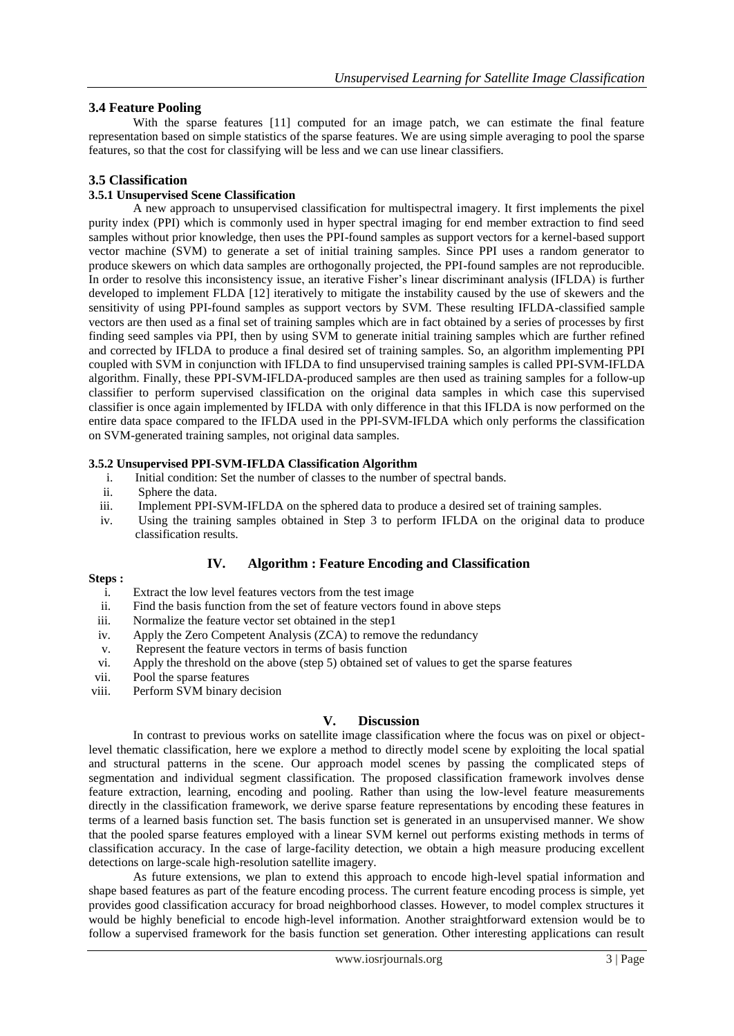### 3.4 Feature Pooling

With the sparse features [11] computed for an image patch, we can estimate the final feature representation based on simple statistics of the sparse features. We are using simple averaging to pool the sparse features, so that the cost for classifying will be less and we can use linear classifiers.

### 3.5 Classification

#### 3.5.1 Unsupervised Scene Classification

A new approach to unsupervised classification for multispectral imagery. It first implements the pixel purity index (PPI) which is commonly used in hyper spectral imaging for end member extraction to find seed samples without prior knowledge, then uses the PPI-found samples as support vectors for a kernel-based support vector machine (SVM) to generate a set of initial training samples. Since PPI uses a random generator to produce skewers on which data samples are orthogonally projected, the PPI-found samples are not reproducible. In order to resolve this inconsistency issue, an iterative Fisher's linear discriminant analysis (IFLDA) is further developed to implement FLDA [12] iteratively to mitigate the instability caused by the use of skewers and the sensitivity of using PPI-found samples as support vectors by SVM. These resulting IFLDA-classified sample vectors are then used as a final set of training samples which are in fact obtained by a series of processes by first finding seed samples via PPI, then by using SVM to generate initial training samples which are further refined and corrected by IFLDA to produce a final desired set of training samples. So, an algorithm implementing PPI coupled with SVM in conjunction with IFLDA to find unsupervised training samples is called PPI-SVM-IFLDA algorithm. Finally, these PPI-SVM-IFLDA-produced samples are then used as training samples for a follow-up classifier to perform supervised classification on the original data samples in which case this supervised classifier is once again implemented by IFLDA with only difference in that this IFLDA is now performed on the entire data space compared to the IFLDA used in the PPI-SVM-IFLDA which only performs the classification on SVM-generated training samples, not original data samples.

#### 3.5.2 Unsupervised PPI-SVM-IFLDA Classification Algorithm

- i. Initial condition: Set the number of classes to the number of spectral bands.
- ii. Sphere the data.
- iii. Implement PPI-SVM-IFLDA on the sphered data to produce a desired set of training samples.
- iv. Using the training samples obtained in Step 3 to perform IFLDA on the original data to produce classification results.

## IV. Algorithm : Feature Encoding and Classification

**Steps :**

- i. Extract the low level features vectors from the test image
- ii. Find the basis function from the set of feature vectors found in above steps
- iii. Normalize the feature vector set obtained in the step1
- iv. Apply the Zero Competent Analysis (ZCA) to remove the redundancy
- v. Represent the feature vectors in terms of basis function
- vi. Apply the threshold on the above (step 5) obtained set of values to get the sparse features
- vii. Pool the sparse features
- viii. Perform SVM binary decision

## V. Discussion

In contrast to previous works on satellite image classification where the focus was on pixel or object-level thematic classification, here we explore a method to directly model scene by exploiting the local spatial and structural patterns in the scene. Our approach model scenes by passing the complicated steps of segmentation and individual segment classification. The proposed classification framework involves dense feature extraction, learning, encoding and pooling. Rather than using the low-level feature measurements directly in the classification framework, we derive sparse feature representations by encoding these features in terms of a learned basis function set. The basis function set is generated in an unsupervised manner. We show that the pooled sparse features employed with a linear SVM kernel out performs existing methods in terms of classification accuracy. In the case of large-facility detection, we obtain a high measure producing excellent detections on large-scale high-resolution satellite imagery.

As future extensions, we plan to extend this approach to encode high-level spatial information and shape based features as part of the feature encoding process. The current feature encoding process is simple, yet provides good classification accuracy for broad neighborhood classes. However, to model complex structures it would be highly beneficial to encode high-level information. Another straightforward extension would be to follow a supervised framework for the basis function set generation. Other interesting applications can result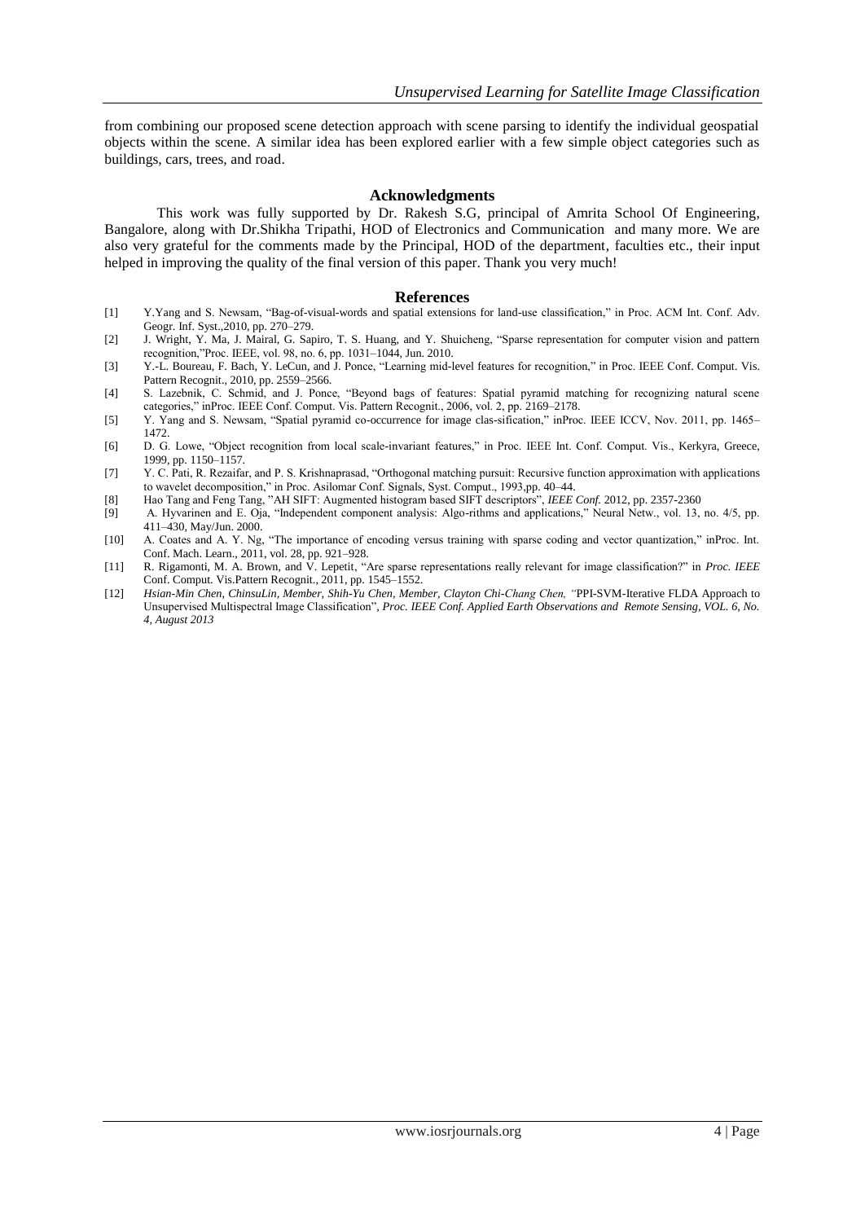from combining our proposed scene detection approach with scene parsing to identify the individual geospatial objects within the scene. A similar idea has been explored earlier with a few simple object categories such as buildings, cars, trees, and road.

## Acknowledgments

This work was fully supported by Dr. Rakesh S.G, principal of Amrita School Of Engineering, Bangalore, along with Dr.Shikha Tripathi, HOD of Electronics and Communication and many more. We are also very grateful for the comments made by the Principal, HOD of the department, faculties etc., their input helped in improving the quality of the final version of this paper. Thank you very much!

## References

- [1] Y.Yang and S. Newsam, "Bag-of-visual-words and spatial extensions for land-use classification," in Proc. ACM Int. Conf. Adv. Geogr. Inf. Syst.,2010, pp. 270–279.
- [2] J. Wright, Y. Ma, J. Mairal, G. Sapiro, T. S. Huang, and Y. Shuicheng, "Sparse representation for computer vision and pattern recognition,"Proc. IEEE, vol. 98, no. 6, pp. 1031–1044, Jun. 2010.
- [3] Y.-L. Boureau, F. Bach, Y. LeCun, and J. Ponce, "Learning mid-level features for recognition," in Proc. IEEE Conf. Comput. Vis. Pattern Recognit., 2010, pp. 2559–2566.
- [4] S. Lazebnik, C. Schmid, and J. Ponce, "Beyond bags of features: Spatial pyramid matching for recognizing natural scene categories," inProc. IEEE Conf. Comput. Vis. Pattern Recognit., 2006, vol. 2, pp. 2169–2178.
- [5] Y. Yang and S. Newsam, "Spatial pyramid co-occurrence for image clas-sification," inProc. IEEE ICCV, Nov. 2011, pp. 1465–1472.
- [6] D. G. Lowe, "Object recognition from local scale-invariant features," in Proc. IEEE Int. Conf. Comput. Vis., Kerkyra, Greece, 1999, pp. 1150–1157.
- [7] Y. C. Pati, R. Rezaifar, and P. S. Krishnaprasad, "Orthogonal matching pursuit: Recursive function approximation with applications to wavelet decomposition," in Proc. Asilomar Conf. Signals, Syst. Comput., 1993,pp. 40–44.
- [8] Hao Tang and Feng Tang, "AH SIFT: Augmented histogram based SIFT descriptors", *IEEE Conf.* 2012, pp. 2357-2360
- [9] A. Hyvarinen and E. Oja, "Independent component analysis: Algo-rithms and applications," Neural Netw., vol. 13, no. 4/5, pp. 411–430, May/Jun. 2000.
- [10] A. Coates and A. Y. Ng, "The importance of encoding versus training with sparse coding and vector quantization," inProc. Int. Conf. Mach. Learn., 2011, vol. 28, pp. 921–928.
- [11] R. Rigamonti, M. A. Brown, and V. Lepetit, "Are sparse representations really relevant for image classification?" in *Proc. IEEE* Conf. Comput. Vis.Pattern Recognit., 2011, pp. 1545–1552.
- [12] *Hsian-Min Chen, ChinsuLin, Member, Shih-Yu Chen, Member, Clayton Chi-Chang Chen, "*PPI-SVM-Iterative FLDA Approach to Unsupervised Multispectral Image Classification", *Proc. IEEE Conf. Applied Earth Observations and Remote Sensing, VOL. 6, No. 4, August 2013*